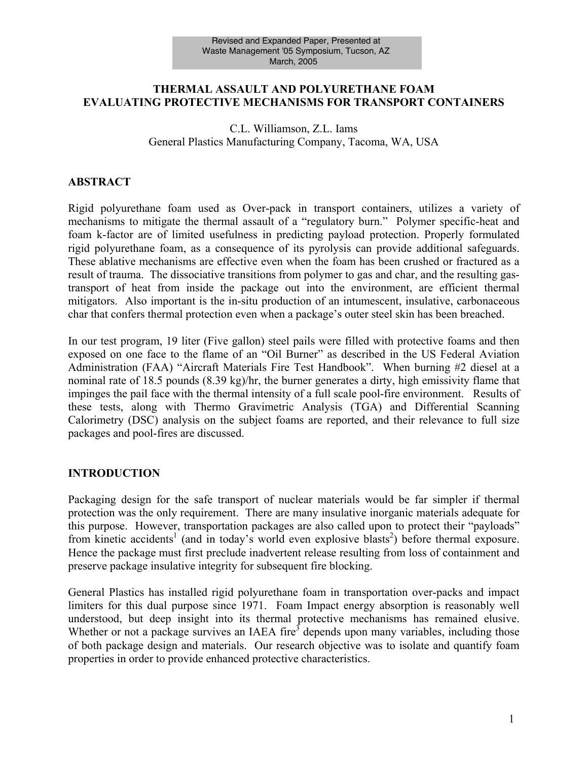Revised and Expanded Paper, Presented at
Waste Management '05 Symposium, Tucson, AZ
March, 2005

# THERMAL ASSAULT AND POLYURETHANE FOAM EVALUATING PROTECTIVE MECHANISMS FOR TRANSPORT CONTAINERS

C.L. Williamson, Z.L. Iams
General Plastics Manufacturing Company, Tacoma, WA, USA

## ABSTRACT

Rigid polyurethane foam used as Over-pack in transport containers, utilizes a variety of mechanisms to mitigate the thermal assault of a "regulatory burn." Polymer specific-heat and foam k-factor are of limited usefulness in predicting payload protection. Properly formulated rigid polyurethane foam, as a consequence of its pyrolysis can provide additional safeguards. These ablative mechanisms are effective even when the foam has been crushed or fractured as a result of trauma. The dissociative transitions from polymer to gas and char, and the resulting gas-transport of heat from inside the package out into the environment, are efficient thermal mitigators. Also important is the in-situ production of an intumescent, insulative, carbonaceous char that confers thermal protection even when a package's outer steel skin has been breached.

In our test program, 19 liter (Five gallon) steel pails were filled with protective foams and then exposed on one face to the flame of an "Oil Burner" as described in the US Federal Aviation Administration (FAA) "Aircraft Materials Fire Test Handbook". When burning #2 diesel at a nominal rate of 18.5 pounds (8.39 kg)/hr, the burner generates a dirty, high emissivity flame that impinges the pail face with the thermal intensity of a full scale pool-fire environment. Results of these tests, along with Thermo Gravimetric Analysis (TGA) and Differential Scanning Calorimetry (DSC) analysis on the subject foams are reported, and their relevance to full size packages and pool-fires are discussed.

## INTRODUCTION

Packaging design for the safe transport of nuclear materials would be far simpler if thermal protection was the only requirement. There are many insulative inorganic materials adequate for this purpose. However, transportation packages are also called upon to protect their "payloads" from kinetic accidents[1] (and in today's world even explosive blasts[2]) before thermal exposure. Hence the package must first preclude inadvertent release resulting from loss of containment and preserve package insulative integrity for subsequent fire blocking.

General Plastics has installed rigid polyurethane foam in transportation over-packs and impact limiters for this dual purpose since 1971. Foam Impact energy absorption is reasonably well understood, but deep insight into its thermal protective mechanisms has remained elusive. Whether or not a package survives an IAEA fire[3] depends upon many variables, including those of both package design and materials. Our research objective was to isolate and quantify foam properties in order to provide enhanced protective characteristics.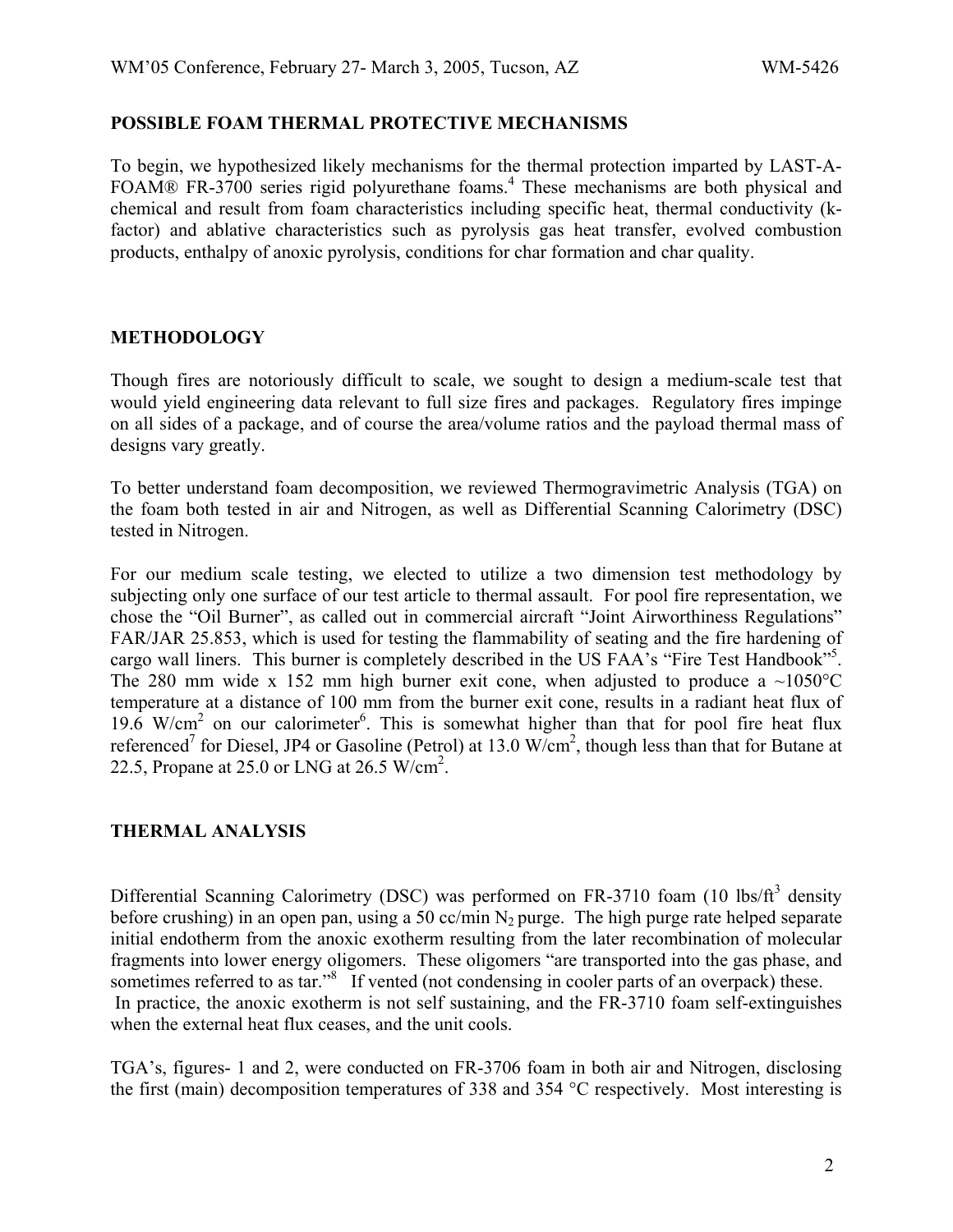## POSSIBLE FOAM THERMAL PROTECTIVE MECHANISMS

To begin, we hypothesized likely mechanisms for the thermal protection imparted by LAST-A-FOAM® FR-3700 series rigid polyurethane foams.[4] These mechanisms are both physical and chemical and result from foam characteristics including specific heat, thermal conductivity (k-factor) and ablative characteristics such as pyrolysis gas heat transfer, evolved combustion products, enthalpy of anoxic pyrolysis, conditions for char formation and char quality.

## METHODOLOGY

Though fires are notoriously difficult to scale, we sought to design a medium-scale test that would yield engineering data relevant to full size fires and packages. Regulatory fires impinge on all sides of a package, and of course the area/volume ratios and the payload thermal mass of designs vary greatly.

To better understand foam decomposition, we reviewed Thermogravimetric Analysis (TGA) on the foam both tested in air and Nitrogen, as well as Differential Scanning Calorimetry (DSC) tested in Nitrogen.

For our medium scale testing, we elected to utilize a two dimension test methodology by subjecting only one surface of our test article to thermal assault. For pool fire representation, we chose the "Oil Burner", as called out in commercial aircraft "Joint Airworthiness Regulations" FAR/JAR 25.853, which is used for testing the flammability of seating and the fire hardening of cargo wall liners. This burner is completely described in the US FAA's "Fire Test Handbook"[5]. The 280 mm wide x 152 mm high burner exit cone, when adjusted to produce a ~1050°C temperature at a distance of 100 mm from the burner exit cone, results in a radiant heat flux of 19.6 $W/cm^2$ on our calorimeter[6]. This is somewhat higher than that for pool fire heat flux referenced[7] for Diesel, JP4 or Gasoline (Petrol) at 13.0 $W/cm^2$, though less than that for Butane at 22.5, Propane at 25.0 or LNG at 26.5 $W/cm^2$.

## THERMAL ANALYSIS

Differential Scanning Calorimetry (DSC) was performed on FR-3710 foam (10 $lbs/ft^3$ density before crushing) in an open pan, using a 50 cc/min $N_2$ purge. The high purge rate helped separate initial endotherm from the anoxic exotherm resulting from the later recombination of molecular fragments into lower energy oligomers. These oligomers "are transported into the gas phase, and sometimes referred to as tar."[8] If vented (not condensing in cooler parts of an overpack) these. In practice, the anoxic exotherm is not self sustaining, and the FR-3710 foam self-extinguishes when the external heat flux ceases, and the unit cools.

TGA's, figures- 1 and 2, were conducted on FR-3706 foam in both air and Nitrogen, disclosing the first (main) decomposition temperatures of 338 and 354 °C respectively. Most interesting is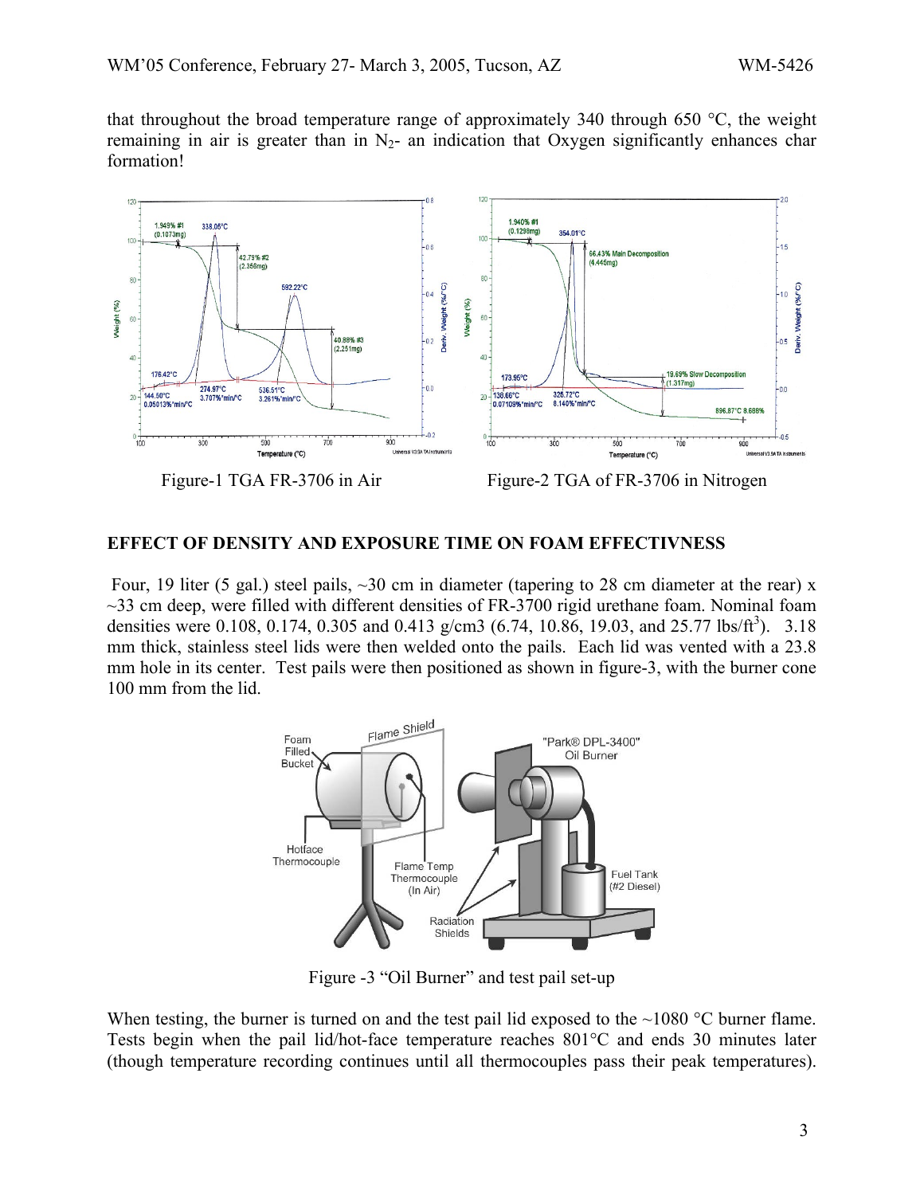that throughout the broad temperature range of approximately 340 through 650 °C, the weight remaining in air is greater than in $N_2$- an indication that Oxygen significantly enhances char formation!

Figure-1 TGA FR-3706 in Air

Figure-2 TGA of FR-3706 in Nitrogen

## EFFECT OF DENSITY AND EXPOSURE TIME ON FOAM EFFECTIVNESS

Four, 19 liter (5 gal.) steel pails, ~30 cm in diameter (tapering to 28 cm diameter at the rear) x ~33 cm deep, were filled with different densities of FR-3700 rigid urethane foam. Nominal foam densities were 0.108, 0.174, 0.305 and 0.413 g/cm3 (6.74, 10.86, 19.03, and 25.77 lbs/ft$^3$). 3.18 mm thick, stainless steel lids were then welded onto the pails. Each lid was vented with a 23.8 mm hole in its center. Test pails were then positioned as shown in figure-3, with the burner cone 100 mm from the lid.

Figure -3 "Oil Burner" and test pail set-up

When testing, the burner is turned on and the test pail lid exposed to the ~1080 °C burner flame. Tests begin when the pail lid/hot-face temperature reaches 801°C and ends 30 minutes later (though temperature recording continues until all thermocouples pass their peak temperatures).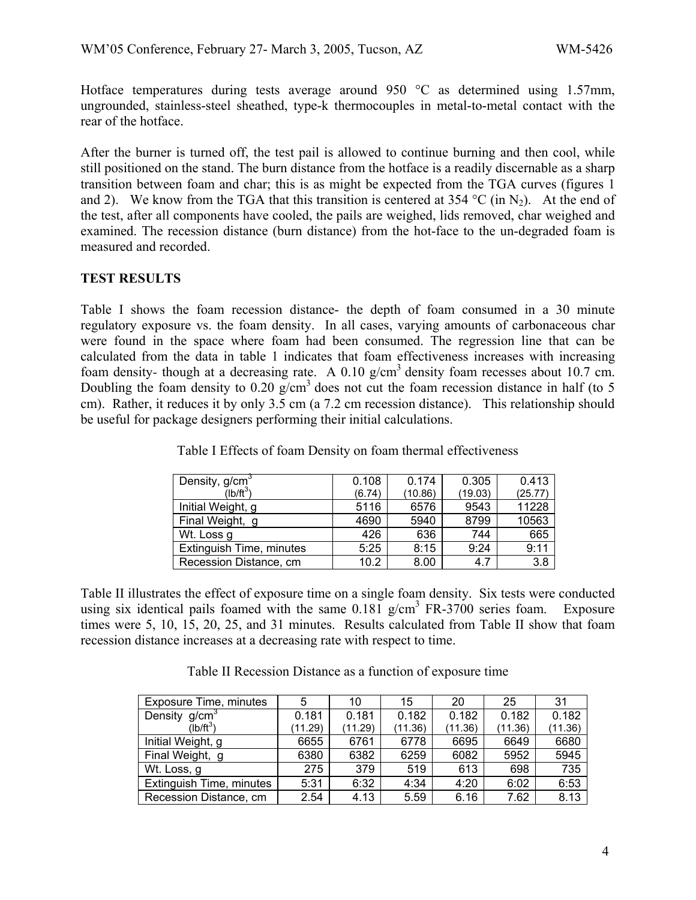Hotface temperatures during tests average around 950 °C as determined using 1.57mm, ungrounded, stainless-steel sheathed, type-k thermocouples in metal-to-metal contact with the rear of the hotface.

After the burner is turned off, the test pail is allowed to continue burning and then cool, while still positioned on the stand. The burn distance from the hotface is a readily discernable as a sharp transition between foam and char; this is as might be expected from the TGA curves (figures 1 and 2). We know from the TGA that this transition is centered at 354 °C (in $N_2$). At the end of the test, after all components have cooled, the pails are weighed, lids removed, char weighed and examined. The recession distance (burn distance) from the hot-face to the un-degraded foam is measured and recorded.

## TEST RESULTS

Table I shows the foam recession distance- the depth of foam consumed in a 30 minute regulatory exposure vs. the foam density. In all cases, varying amounts of carbonaceous char were found in the space where foam had been consumed. The regression line that can be calculated from the data in table 1 indicates that foam effectiveness increases with increasing foam density- though at a decreasing rate. A 0.10 g/cm$^3$ density foam recesses about 10.7 cm. Doubling the foam density to 0.20 g/cm$^3$ does not cut the foam recession distance in half (to 5 cm). Rather, it reduces it by only 3.5 cm (a 7.2 cm recession distance). This relationship should be useful for package designers performing their initial calculations.

Table I Effects of foam Density on foam thermal effectiveness

| Density, g/cm$^3$ (lb/ft$^3$) | 0.108 (6.74) | 0.174 (10.86) | 0.305 (19.03) | 0.413 (25.77) |
|---|---|---|---|---|
| Initial Weight, g | 5116 | 6576 | 9543 | 11228 |
| Final Weight, g | 4690 | 5940 | 8799 | 10563 |
| Wt. Loss g | 426 | 636 | 744 | 665 |
| Extinguish Time, minutes | 5:25 | 8:15 | 9:24 | 9:11 |
| Recession Distance, cm | 10.2 | 8.00 | 4.7 | 3.8 |

Table II illustrates the effect of exposure time on a single foam density. Six tests were conducted using six identical pails foamed with the same 0.181 g/cm$^3$ FR-3700 series foam. Exposure times were 5, 10, 15, 20, 25, and 31 minutes. Results calculated from Table II show that foam recession distance increases at a decreasing rate with respect to time.

Table II Recession Distance as a function of exposure time

| Exposure Time, minutes | 5 | 10 | 15 | 20 | 25 | 31 |
|---|---|---|---|---|---|---|
| Density g/cm$^3$ (lb/ft$^3$) | 0.181 (11.29) | 0.181 (11.29) | 0.182 (11.36) | 0.182 (11.36) | 0.182 (11.36) | 0.182 (11.36) |
| Initial Weight, g | 6655 | 6761 | 6778 | 6695 | 6649 | 6680 |
| Final Weight, g | 6380 | 6382 | 6259 | 6082 | 5952 | 5945 |
| Wt. Loss, g | 275 | 379 | 519 | 613 | 698 | 735 |
| Extinguish Time, minutes | 5:31 | 6:32 | 4:34 | 4:20 | 6:02 | 6:53 |
| Recession Distance, cm | 2.54 | 4.13 | 5.59 | 6.16 | 7.62 | 8.13 |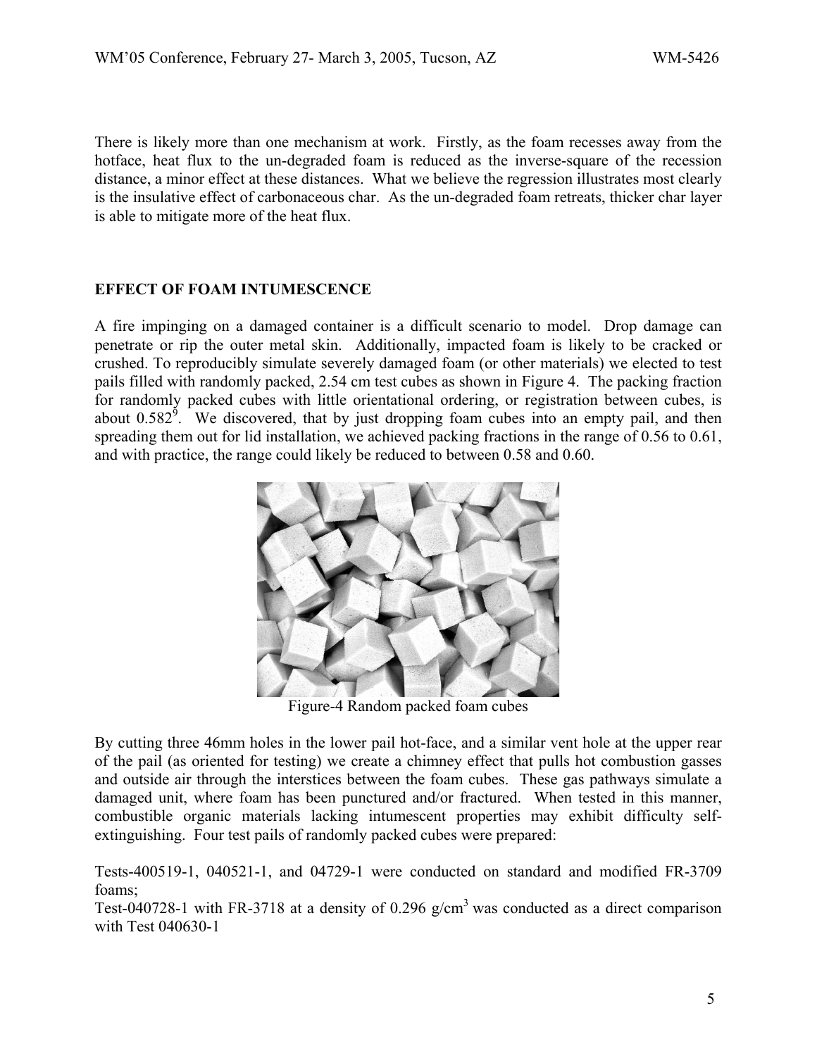There is likely more than one mechanism at work. Firstly, as the foam recesses away from the hotface, heat flux to the un-degraded foam is reduced as the inverse-square of the recession distance, a minor effect at these distances. What we believe the regression illustrates most clearly is the insulative effect of carbonaceous char. As the un-degraded foam retreats, thicker char layer is able to mitigate more of the heat flux.

## EFFECT OF FOAM INTUMESCENCE

A fire impinging on a damaged container is a difficult scenario to model. Drop damage can penetrate or rip the outer metal skin. Additionally, impacted foam is likely to be cracked or crushed. To reproducibly simulate severely damaged foam (or other materials) we elected to test pails filled with randomly packed, 2.54 cm test cubes as shown in Figure 4. The packing fraction for randomly packed cubes with little orientational ordering, or registration between cubes, is about 0.582[9]. We discovered, that by just dropping foam cubes into an empty pail, and then spreading them out for lid installation, we achieved packing fractions in the range of 0.56 to 0.61, and with practice, the range could likely be reduced to between 0.58 and 0.60.

Figure-4 Random packed foam cubes

By cutting three 46mm holes in the lower pail hot-face, and a similar vent hole at the upper rear of the pail (as oriented for testing) we create a chimney effect that pulls hot combustion gasses and outside air through the interstices between the foam cubes. These gas pathways simulate a damaged unit, where foam has been punctured and/or fractured. When tested in this manner, combustible organic materials lacking intumescent properties may exhibit difficulty self-extinguishing. Four test pails of randomly packed cubes were prepared:

Tests-400519-1, 040521-1, and 04729-1 were conducted on standard and modified FR-3709 foams;

Test-040728-1 with FR-3718 at a density of 0.296 g/cm$^3$ was conducted as a direct comparison with Test 040630-1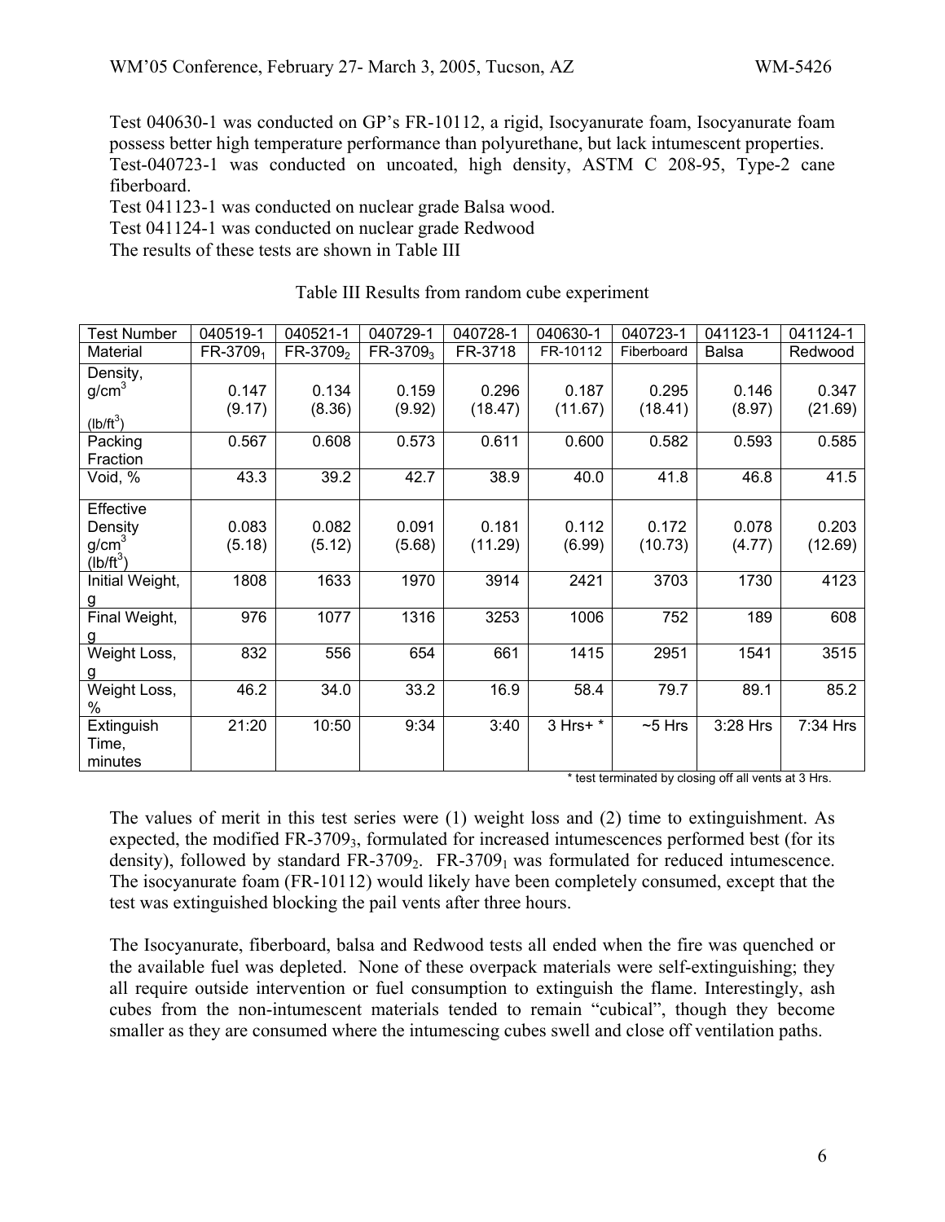Test 040630-1 was conducted on GP's FR-10112, a rigid, Isocyanurate foam, Isocyanurate foam possess better high temperature performance than polyurethane, but lack intumescent properties.
Test-040723-1 was conducted on uncoated, high density, ASTM C 208-95, Type-2 cane fiberboard.
Test 041123-1 was conducted on nuclear grade Balsa wood.
Test 041124-1 was conducted on nuclear grade Redwood
The results of these tests are shown in Table III

Table III Results from random cube experiment

| Test Number | 040519-1 | 040521-1 | 040729-1 | 040728-1 | 040630-1 | 040723-1 | 041123-1 | 041124-1 |
|---|---|---|---|---|---|---|---|---|
| Material | FR-3709$_1$ | FR-3709$_2$ | FR-3709$_3$ | FR-3718 | FR-10112 | Fiberboard | Balsa | Redwood |
| Density, g/cm$^3$ (lb/ft$^3$) | 0.147 (9.17) | 0.134 (8.36) | 0.159 (9.92) | 0.296 (18.47) | 0.187 (11.67) | 0.295 (18.41) | 0.146 (8.97) | 0.347 (21.69) |
| Packing Fraction | 0.567 | 0.608 | 0.573 | 0.611 | 0.600 | 0.582 | 0.593 | 0.585 |
| Void, % | 43.3 | 39.2 | 42.7 | 38.9 | 40.0 | 41.8 | 46.8 | 41.5 |
| Effective Density g/cm$^3$ (lb/ft$^3$) | 0.083 (5.18) | 0.082 (5.12) | 0.091 (5.68) | 0.181 (11.29) | 0.112 (6.99) | 0.172 (10.73) | 0.078 (4.77) | 0.203 (12.69) |
| Initial Weight, g | 1808 | 1633 | 1970 | 3914 | 2421 | 3703 | 1730 | 4123 |
| Final Weight, g | 976 | 1077 | 1316 | 3253 | 1006 | 752 | 189 | 608 |
| Weight Loss, g | 832 | 556 | 654 | 661 | 1415 | 2951 | 1541 | 3515 |
| Weight Loss, % | 46.2 | 34.0 | 33.2 | 16.9 | 58.4 | 79.7 | 89.1 | 85.2 |
| Extinguish Time, minutes | 21:20 | 10:50 | 9:34 | 3:40 | 3 Hrs+ * | ~5 Hrs | 3:28 Hrs | 7:34 Hrs |

* test terminated by closing off all vents at 3 Hrs.

The values of merit in this test series were (1) weight loss and (2) time to extinguishment. As expected, the modified FR-3709$_3$, formulated for increased intumescences performed best (for its density), followed by standard FR-3709$_2$. FR-3709$_1$ was formulated for reduced intumescence. The isocyanurate foam (FR-10112) would likely have been completely consumed, except that the test was extinguished blocking the pail vents after three hours.

The Isocyanurate, fiberboard, balsa and Redwood tests all ended when the fire was quenched or the available fuel was depleted. None of these overpack materials were self-extinguishing; they all require outside intervention or fuel consumption to extinguish the flame. Interestingly, ash cubes from the non-intumescent materials tended to remain "cubical", though they become smaller as they are consumed where the intumescing cubes swell and close off ventilation paths.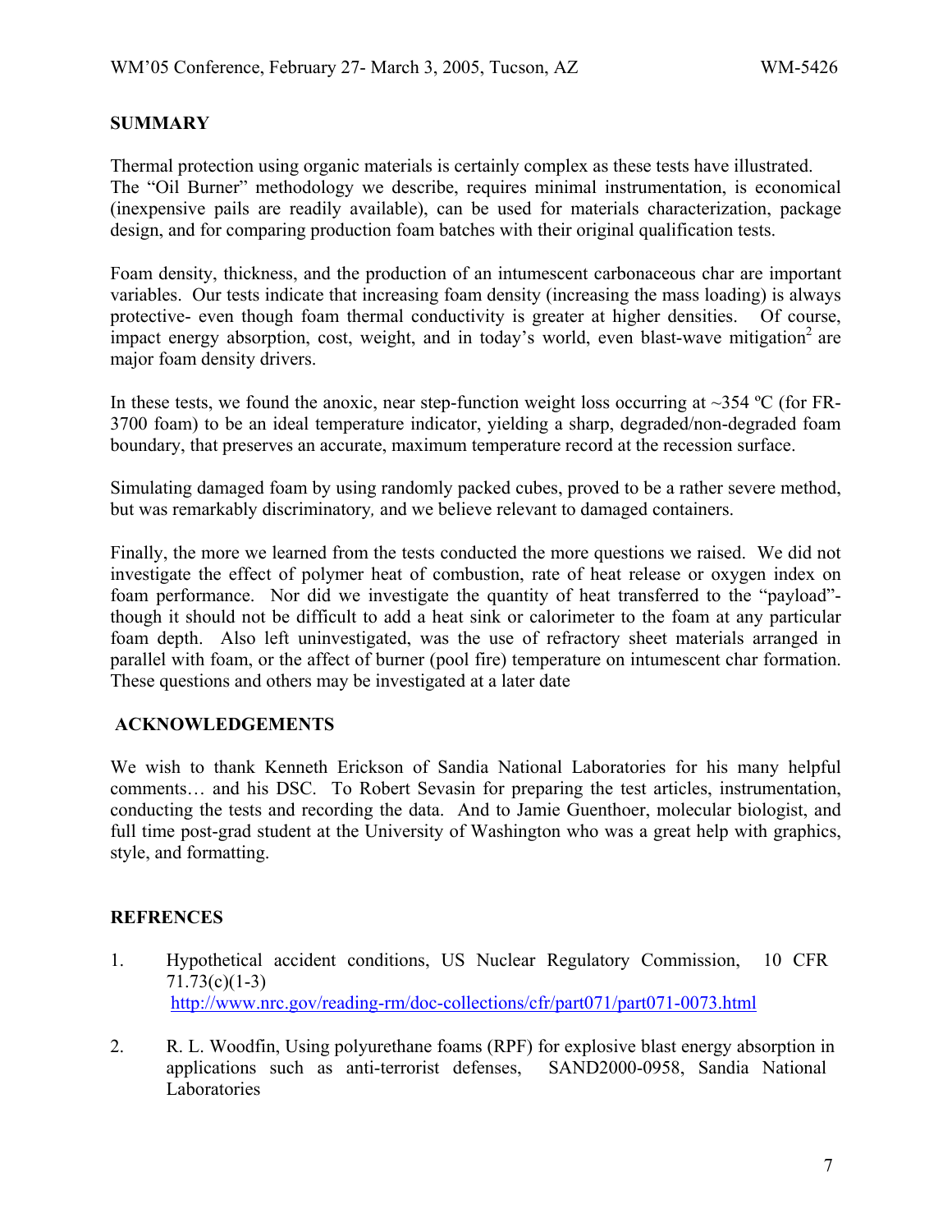## SUMMARY

Thermal protection using organic materials is certainly complex as these tests have illustrated. The "Oil Burner" methodology we describe, requires minimal instrumentation, is economical (inexpensive pails are readily available), can be used for materials characterization, package design, and for comparing production foam batches with their original qualification tests.

Foam density, thickness, and the production of an intumescent carbonaceous char are important variables. Our tests indicate that increasing foam density (increasing the mass loading) is always protective- even though foam thermal conductivity is greater at higher densities. Of course, impact energy absorption, cost, weight, and in today's world, even blast-wave mitigation[2] are major foam density drivers.

In these tests, we found the anoxic, near step-function weight loss occurring at ~354 ºC (for FR-3700 foam) to be an ideal temperature indicator, yielding a sharp, degraded/non-degraded foam boundary, that preserves an accurate, maximum temperature record at the recession surface.

Simulating damaged foam by using randomly packed cubes, proved to be a rather severe method, but was remarkably discriminatory*,* and we believe relevant to damaged containers.

Finally, the more we learned from the tests conducted the more questions we raised. We did not investigate the effect of polymer heat of combustion, rate of heat release or oxygen index on foam performance. Nor did we investigate the quantity of heat transferred to the "payload"- though it should not be difficult to add a heat sink or calorimeter to the foam at any particular foam depth. Also left uninvestigated, was the use of refractory sheet materials arranged in parallel with foam, or the affect of burner (pool fire) temperature on intumescent char formation. These questions and others may be investigated at a later date

## ACKNOWLEDGEMENTS

We wish to thank Kenneth Erickson of Sandia National Laboratories for his many helpful comments… and his DSC. To Robert Sevasin for preparing the test articles, instrumentation, conducting the tests and recording the data. And to Jamie Guenthoer, molecular biologist, and full time post-grad student at the University of Washington who was a great help with graphics, style, and formatting.

## REFRENCES

1. Hypothetical accident conditions, US Nuclear Regulatory Commission, 10 CFR 71.73(c)(1-3) http://www.nrc.gov/reading-rm/doc-collections/cfr/part071/part071-0073.html

2. R. L. Woodfin, Using polyurethane foams (RPF) for explosive blast energy absorption in applications such as anti-terrorist defenses, SAND2000-0958, Sandia National Laboratories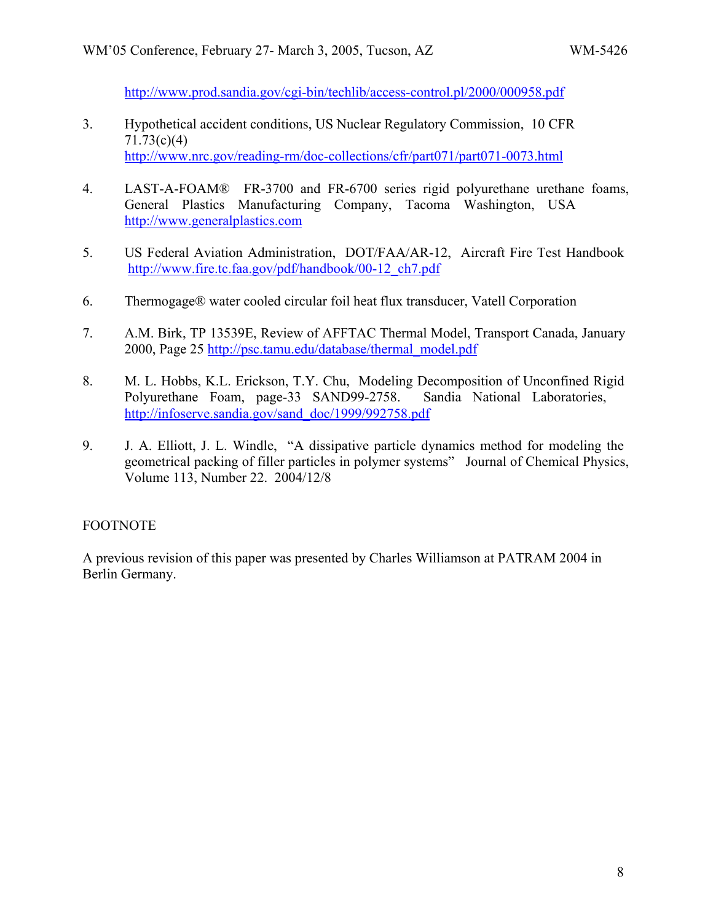http://www.prod.sandia.gov/cgi-bin/techlib/access-control.pl/2000/000958.pdf

3. Hypothetical accident conditions, US Nuclear Regulatory Commission, 10 CFR 71.73(c)(4) http://www.nrc.gov/reading-rm/doc-collections/cfr/part071/part071-0073.html

4. LAST-A-FOAM® FR-3700 and FR-6700 series rigid polyurethane urethane foams, General Plastics Manufacturing Company, Tacoma Washington, USA http://www.generalplastics.com

5. US Federal Aviation Administration, DOT/FAA/AR-12, Aircraft Fire Test Handbook http://www.fire.tc.faa.gov/pdf/handbook/00-12_ch7.pdf

6. Thermogage® water cooled circular foil heat flux transducer, Vatell Corporation

7. A.M. Birk, TP 13539E, Review of AFFTAC Thermal Model, Transport Canada, January 2000, Page 25 http://psc.tamu.edu/database/thermal_model.pdf

8. M. L. Hobbs, K.L. Erickson, T.Y. Chu, Modeling Decomposition of Unconfined Rigid Polyurethane Foam, page-33 SAND99-2758. Sandia National Laboratories, http://infoserve.sandia.gov/sand_doc/1999/992758.pdf

9. J. A. Elliott, J. L. Windle, "A dissipative particle dynamics method for modeling the geometrical packing of filler particles in polymer systems" Journal of Chemical Physics, Volume 113, Number 22. 2004/12/8

FOOTNOTE

A previous revision of this paper was presented by Charles Williamson at PATRAM 2004 in Berlin Germany.